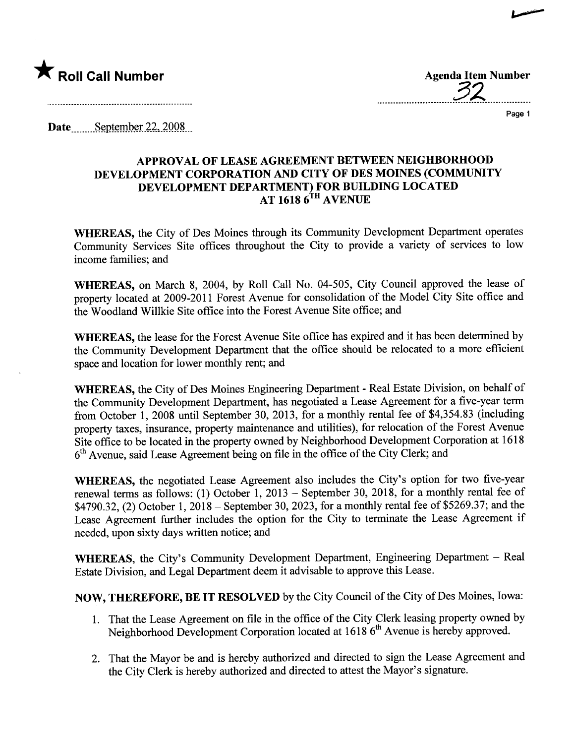★ **Roll Call Number**

**Agenda Item Number** 32

**Date** September 22, 2008

## APPROVAL OF LEASE AGREEMENT BETWEEN NEIGHBORHOOD DEVELOPMENT CORPORATION AND CITY OF DES MOINES (COMMUNITY DEVELOPMENT DEPARTMENT) FOR BUILDING LOCATED AT 1618 6TH AVENUE

**WHEREAS,** the City of Des Moines through its Community Development Department operates Community Services Site offices throughout the City to provide a variety of services to low income families; and

**WHEREAS,** on March 8, 2004, by Roll Call No. 04-505, City Council approved the lease of property located at 2009-2011 Forest Avenue for consolidation of the Model City Site office and the Woodland Willkie Site office into the Forest Avenue Site office; and

**WHEREAS,** the lease for the Forest Avenue Site office has expired and it has been determined by the Community Development Department that the office should be relocated to a more efficient space and location for lower monthly rent; and

**WHEREAS,** the City of Des Moines Engineering Department - Real Estate Division, on behalf of the Community Development Department, has negotiated a Lease Agreement for a five-year term from October 1, 2008 until September 30, 2013, for a monthly rental fee of $4,354.83 (including property taxes, insurance, property maintenance and utilities), for relocation of the Forest Avenue Site office to be located in the property owned by Neighborhood Development Corporation at 1618 6th Avenue, said Lease Agreement being on file in the office of the City Clerk; and

**WHEREAS,** the negotiated Lease Agreement also includes the City's option for two five-year renewal terms as follows: (1) October 1, 2013 – September 30, 2018, for a monthly rental fee of $4790.32, (2) October 1, 2018 – September 30, 2023, for a monthly rental fee of $5269.37; and the Lease Agreement further includes the option for the City to terminate the Lease Agreement if needed, upon sixty days written notice; and

**WHEREAS,** the City's Community Development Department, Engineering Department – Real Estate Division, and Legal Department deem it advisable to approve this Lease.

**NOW, THEREFORE, BE IT RESOLVED** by the City Council of the City of Des Moines, Iowa:

1. That the Lease Agreement on file in the office of the City Clerk leasing property owned by Neighborhood Development Corporation located at 1618 6th Avenue is hereby approved.

2. That the Mayor be and is hereby authorized and directed to sign the Lease Agreement and the City Clerk is hereby authorized and directed to attest the Mayor's signature.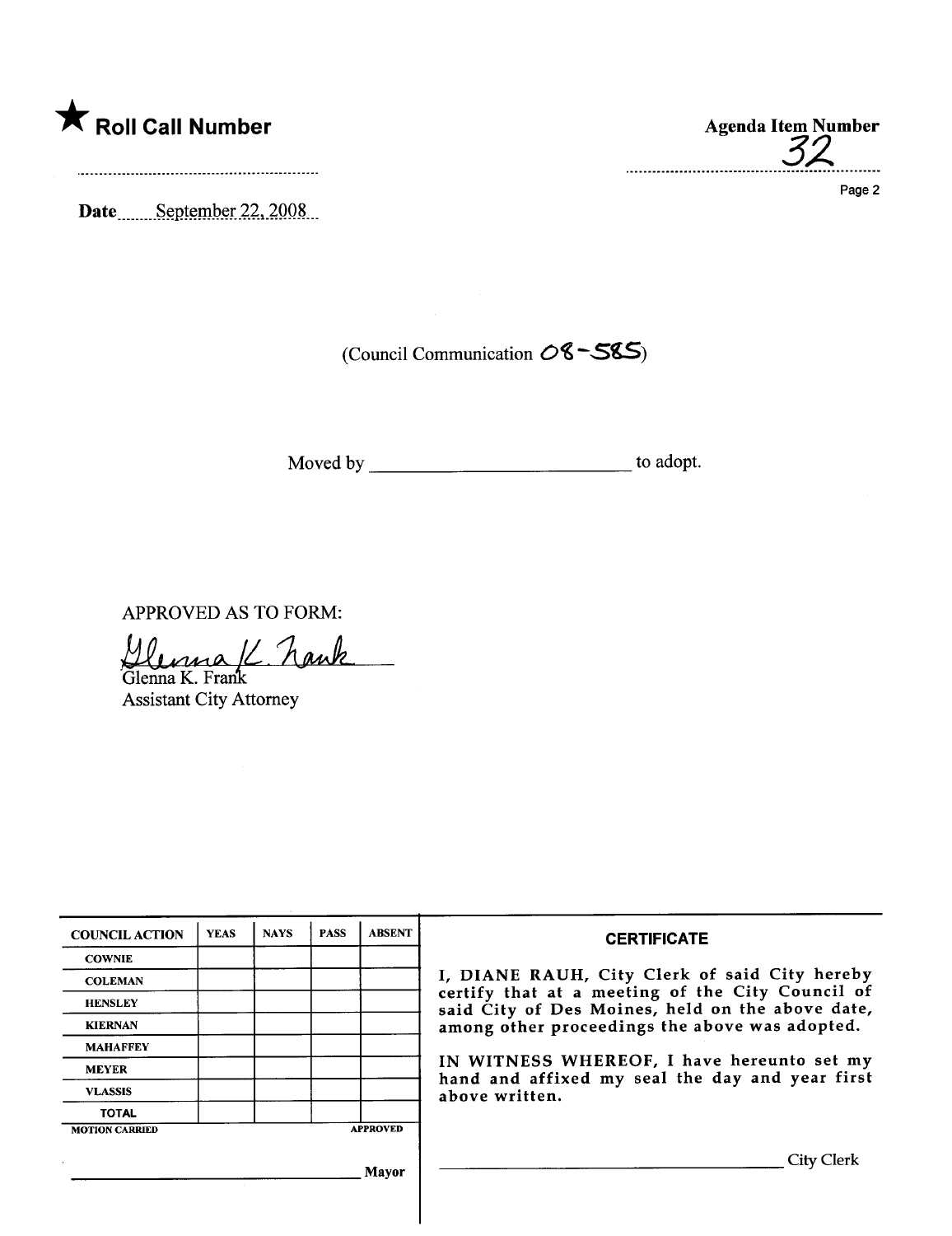★ **Roll Call Number**

**Agenda Item Number**
32

**Date** September 22, 2008

(Council Communication 08-585)

Moved by ______________________ to adopt.

APPROVED AS TO FORM:

Glenna K. Frank
Glenna K. Frank
Assistant City Attorney

| COUNCIL ACTION | YEAS | NAYS | PASS | ABSENT |
|---|---|---|---|---|
| COWNIE | | | | |
| COLEMAN | | | | |
| HENSLEY | | | | |
| KIERNAN | | | | |
| MAHAFFEY | | | | |
| MEYER | | | | |
| VLASSIS | | | | |
| TOTAL | | | | |

MOTION CARRIED APPROVED

______________________ Mayor

**CERTIFICATE**

I, DIANE RAUH, City Clerk of said City hereby certify that at a meeting of the City Council of said City of Des Moines, held on the above date, among other proceedings the above was adopted.

IN WITNESS WHEREOF, I have hereunto set my hand and affixed my seal the day and year first above written.

______________________ City Clerk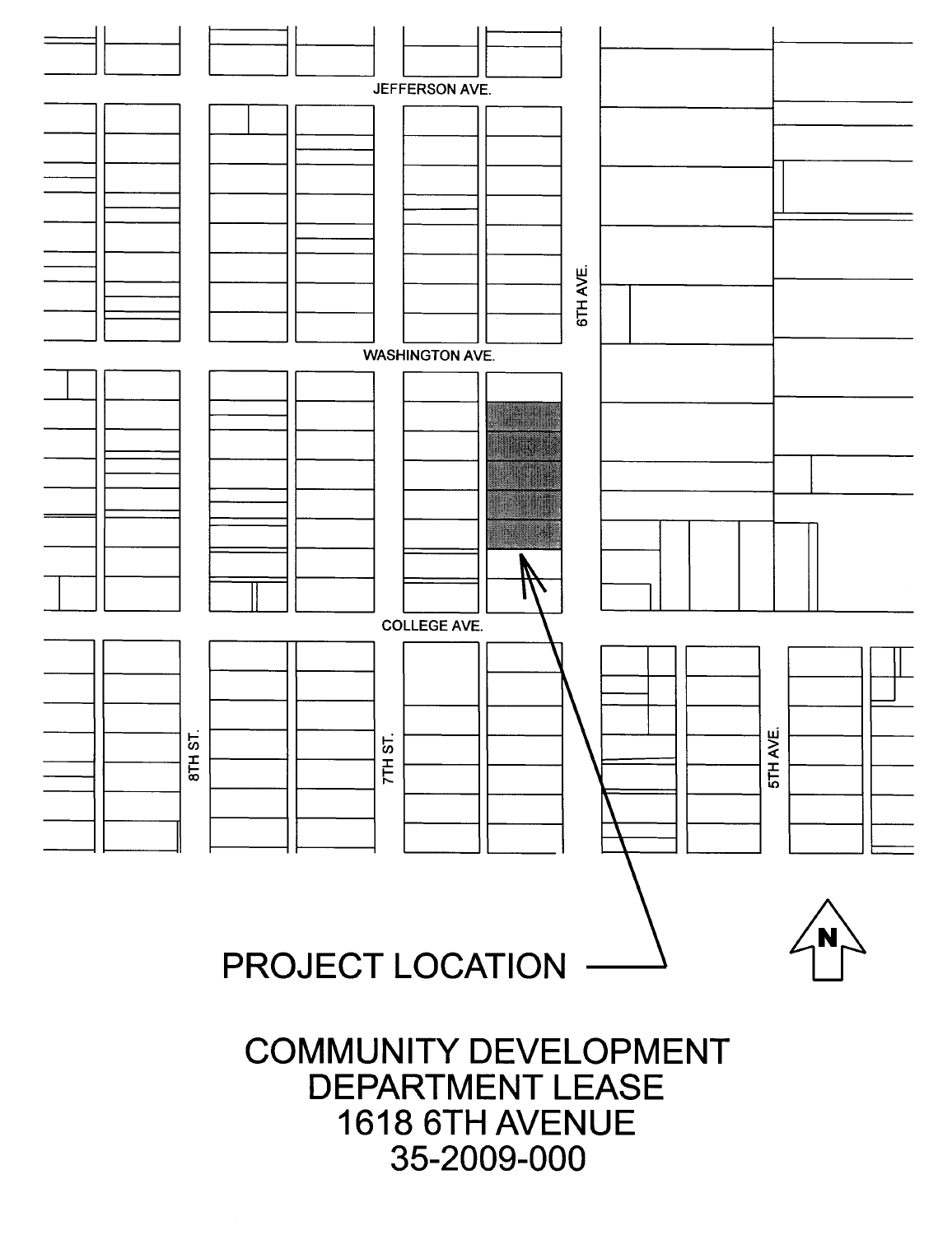JEFFERSON AVE.

WASHINGTON AVE.

COLLEGE AVE.

6TH AVE.

8TH ST.

7TH ST.

5TH AVE.

PROJECT LOCATION

N

COMMUNITY DEVELOPMENT
DEPARTMENT LEASE
1618 6TH AVENUE
35-2009-000